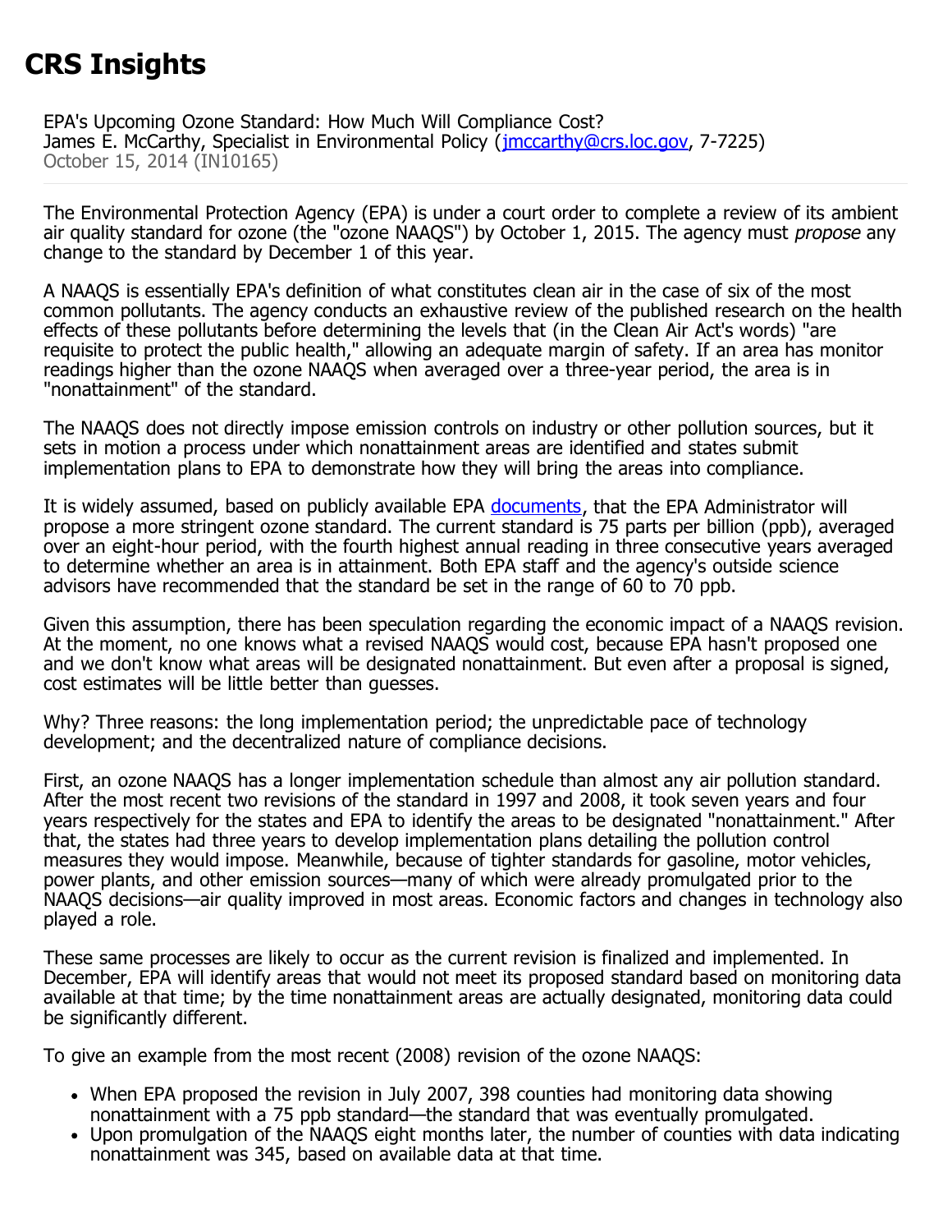# CRS Insights

EPA's Upcoming Ozone Standard: How Much Will Compliance Cost?
James E. McCarthy, Specialist in Environmental Policy (jmccarthy@crs.loc.gov, 7-7225)
October 15, 2014 (IN10165)

The Environmental Protection Agency (EPA) is under a court order to complete a review of its ambient air quality standard for ozone (the "ozone NAAQS") by October 1, 2015. The agency must *propose* any change to the standard by December 1 of this year.

A NAAQS is essentially EPA's definition of what constitutes clean air in the case of six of the most common pollutants. The agency conducts an exhaustive review of the published research on the health effects of these pollutants before determining the levels that (in the Clean Air Act's words) "are requisite to protect the public health," allowing an adequate margin of safety. If an area has monitor readings higher than the ozone NAAQS when averaged over a three-year period, the area is in "nonattainment" of the standard.

The NAAQS does not directly impose emission controls on industry or other pollution sources, but it sets in motion a process under which nonattainment areas are identified and states submit implementation plans to EPA to demonstrate how they will bring the areas into compliance.

It is widely assumed, based on publicly available EPA documents, that the EPA Administrator will propose a more stringent ozone standard. The current standard is 75 parts per billion (ppb), averaged over an eight-hour period, with the fourth highest annual reading in three consecutive years averaged to determine whether an area is in attainment. Both EPA staff and the agency's outside science advisors have recommended that the standard be set in the range of 60 to 70 ppb.

Given this assumption, there has been speculation regarding the economic impact of a NAAQS revision. At the moment, no one knows what a revised NAAQS would cost, because EPA hasn't proposed one and we don't know what areas will be designated nonattainment. But even after a proposal is signed, cost estimates will be little better than guesses.

Why? Three reasons: the long implementation period; the unpredictable pace of technology development; and the decentralized nature of compliance decisions.

First, an ozone NAAQS has a longer implementation schedule than almost any air pollution standard. After the most recent two revisions of the standard in 1997 and 2008, it took seven years and four years respectively for the states and EPA to identify the areas to be designated "nonattainment." After that, the states had three years to develop implementation plans detailing the pollution control measures they would impose. Meanwhile, because of tighter standards for gasoline, motor vehicles, power plants, and other emission sources—many of which were already promulgated prior to the NAAQS decisions—air quality improved in most areas. Economic factors and changes in technology also played a role.

These same processes are likely to occur as the current revision is finalized and implemented. In December, EPA will identify areas that would not meet its proposed standard based on monitoring data available at that time; by the time nonattainment areas are actually designated, monitoring data could be significantly different.

To give an example from the most recent (2008) revision of the ozone NAAQS:

- When EPA proposed the revision in July 2007, 398 counties had monitoring data showing nonattainment with a 75 ppb standard—the standard that was eventually promulgated.
- Upon promulgation of the NAAQS eight months later, the number of counties with data indicating nonattainment was 345, based on available data at that time.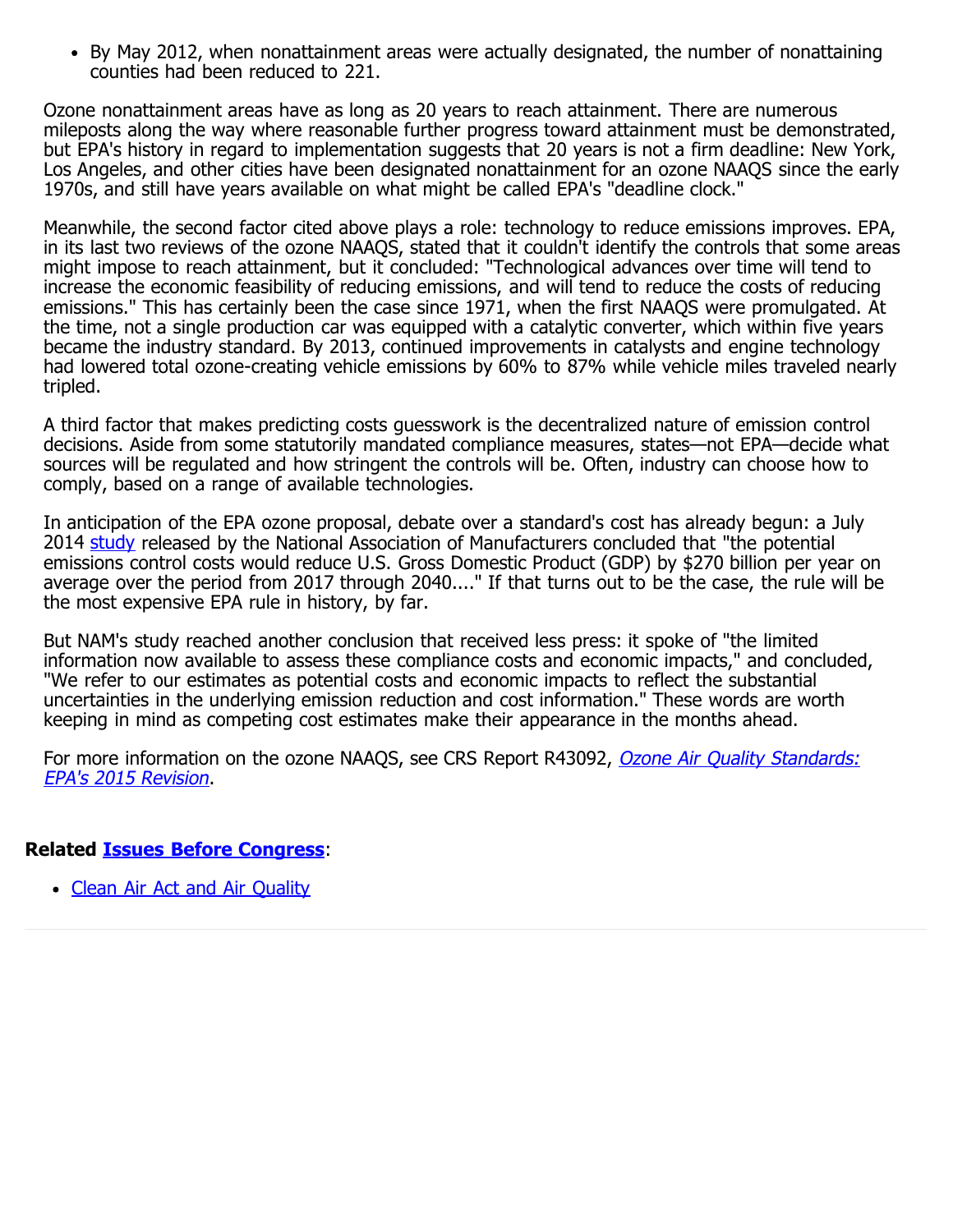- By May 2012, when nonattainment areas were actually designated, the number of nonattaining counties had been reduced to 221.

Ozone nonattainment areas have as long as 20 years to reach attainment. There are numerous mileposts along the way where reasonable further progress toward attainment must be demonstrated, but EPA's history in regard to implementation suggests that 20 years is not a firm deadline: New York, Los Angeles, and other cities have been designated nonattainment for an ozone NAAQS since the early 1970s, and still have years available on what might be called EPA's "deadline clock."

Meanwhile, the second factor cited above plays a role: technology to reduce emissions improves. EPA, in its last two reviews of the ozone NAAQS, stated that it couldn't identify the controls that some areas might impose to reach attainment, but it concluded: "Technological advances over time will tend to increase the economic feasibility of reducing emissions, and will tend to reduce the costs of reducing emissions." This has certainly been the case since 1971, when the first NAAQS were promulgated. At the time, not a single production car was equipped with a catalytic converter, which within five years became the industry standard. By 2013, continued improvements in catalysts and engine technology had lowered total ozone-creating vehicle emissions by 60% to 87% while vehicle miles traveled nearly tripled.

A third factor that makes predicting costs guesswork is the decentralized nature of emission control decisions. Aside from some statutorily mandated compliance measures, states—not EPA—decide what sources will be regulated and how stringent the controls will be. Often, industry can choose how to comply, based on a range of available technologies.

In anticipation of the EPA ozone proposal, debate over a standard's cost has already begun: a July 2014 study released by the National Association of Manufacturers concluded that "the potential emissions control costs would reduce U.S. Gross Domestic Product (GDP) by $270 billion per year on average over the period from 2017 through 2040...." If that turns out to be the case, the rule will be the most expensive EPA rule in history, by far.

But NAM's study reached another conclusion that received less press: it spoke of "the limited information now available to assess these compliance costs and economic impacts," and concluded, "We refer to our estimates as potential costs and economic impacts to reflect the substantial uncertainties in the underlying emission reduction and cost information." These words are worth keeping in mind as competing cost estimates make their appearance in the months ahead.

For more information on the ozone NAAQS, see CRS Report R43092, *Ozone Air Quality Standards: EPA's 2015 Revision*.

**Related Issues Before Congress:**

- Clean Air Act and Air Quality